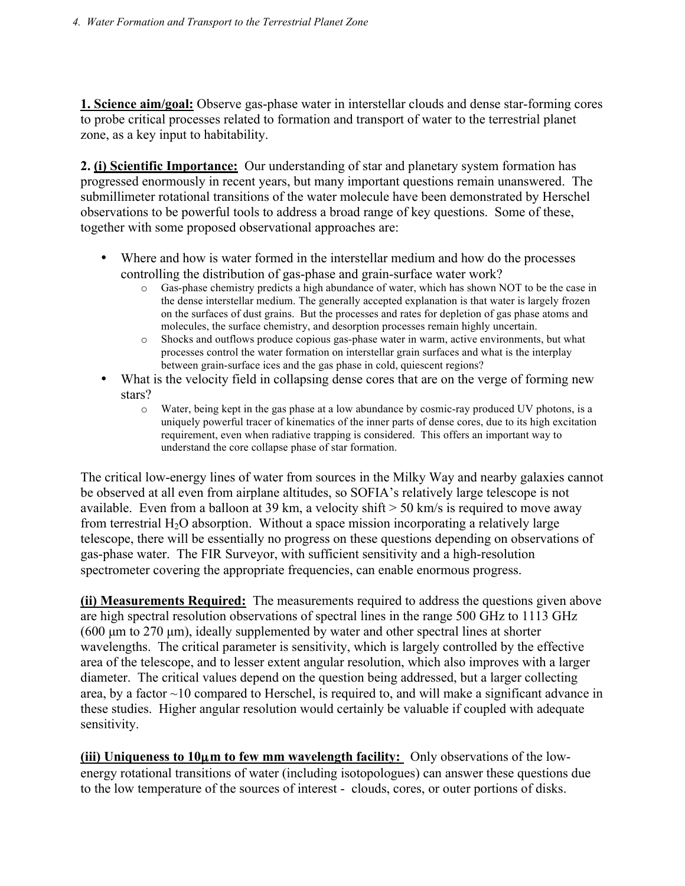**1. Science aim/goal:** Observe gas-phase water in interstellar clouds and dense star-forming cores to probe critical processes related to formation and transport of water to the terrestrial planet zone, as a key input to habitability.

**2. (i) Scientific Importance:** Our understanding of star and planetary system formation has progressed enormously in recent years, but many important questions remain unanswered. The submillimeter rotational transitions of the water molecule have been demonstrated by Herschel observations to be powerful tools to address a broad range of key questions. Some of these, together with some proposed observational approaches are:

- Where and how is water formed in the interstellar medium and how do the processes controlling the distribution of gas-phase and grain-surface water work?
  - Gas-phase chemistry predicts a high abundance of water, which has shown NOT to be the case in the dense interstellar medium. The generally accepted explanation is that water is largely frozen on the surfaces of dust grains. But the processes and rates for depletion of gas phase atoms and molecules, the surface chemistry, and desorption processes remain highly uncertain.
  - Shocks and outflows produce copious gas-phase water in warm, active environments, but what processes control the water formation on interstellar grain surfaces and what is the interplay between grain-surface ices and the gas phase in cold, quiescent regions?
- What is the velocity field in collapsing dense cores that are on the verge of forming new stars?
  - Water, being kept in the gas phase at a low abundance by cosmic-ray produced UV photons, is a uniquely powerful tracer of kinematics of the inner parts of dense cores, due to its high excitation requirement, even when radiative trapping is considered. This offers an important way to understand the core collapse phase of star formation.

The critical low-energy lines of water from sources in the Milky Way and nearby galaxies cannot be observed at all even from airplane altitudes, so SOFIA's relatively large telescope is not available. Even from a balloon at 39 km, a velocity shift > 50 km/s is required to move away from terrestrial $H_2O$ absorption. Without a space mission incorporating a relatively large telescope, there will be essentially no progress on these questions depending on observations of gas-phase water. The FIR Surveyor, with sufficient sensitivity and a high-resolution spectrometer covering the appropriate frequencies, can enable enormous progress.

**(ii) Measurements Required:** The measurements required to address the questions given above are high spectral resolution observations of spectral lines in the range 500 GHz to 1113 GHz (600 μm to 270 μm), ideally supplemented by water and other spectral lines at shorter wavelengths. The critical parameter is sensitivity, which is largely controlled by the effective area of the telescope, and to lesser extent angular resolution, which also improves with a larger diameter. The critical values depend on the question being addressed, but a larger collecting area, by a factor ~10 compared to Herschel, is required to, and will make a significant advance in these studies. Higher angular resolution would certainly be valuable if coupled with adequate sensitivity.

**(iii) Uniqueness to 10μm to few mm wavelength facility:** Only observations of the low-energy rotational transitions of water (including isotopologues) can answer these questions due to the low temperature of the sources of interest - clouds, cores, or outer portions of disks.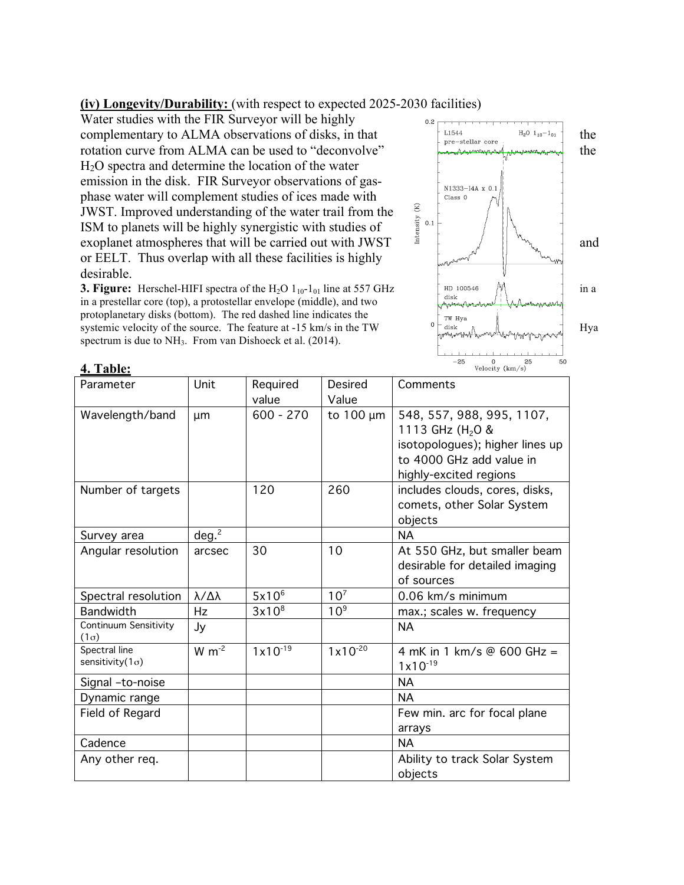**(iv) Longevity/Durability:** (with respect to expected 2025-2030 facilities)

Water studies with the FIR Surveyor will be highly complementary to ALMA observations of disks, in that rotation curve from ALMA can be used to "deconvolve" $H_2O$ spectra and determine the location of the water emission in the disk. FIR Surveyor observations of gas-phase water will complement studies of ices made with JWST. Improved understanding of the water trail from the ISM to planets will be highly synergistic with studies of exoplanet atmospheres that will be carried out with JWST or EELT. Thus overlap with all these facilities is highly desirable.

**3. Figure:** Herschel-HIFI spectra of the $H_2O$ $1_{10}$-$1_{01}$ line at 557 GHz in a prestellar core (top), a protostellar envelope (middle), and two protoplanetary disks (bottom). The red dashed line indicates the systemic velocity of the source. The feature at -15 km/s in the TW spectrum is due to $NH_3$. From van Dishoeck et al. (2014).

**4. Table:**

| Parameter | Unit | Required value | Desired Value | Comments |
|---|---|---|---|---|
| Wavelength/band | µm | 600 - 270 | to 100 µm | 548, 557, 988, 995, 1107, 1113 GHz ($H_2O$ & isotopologues); higher lines up to 4000 GHz add value in highly-excited regions |
| Number of targets | | 120 | 260 | includes clouds, cores, disks, comets, other Solar System objects |
| Survey area | deg.$^2$ | | | NA |
| Angular resolution | arcsec | 30 | 10 | At 550 GHz, but smaller beam desirable for detailed imaging of sources |
| Spectral resolution | $\lambda/\Delta\lambda$ | $5\times10^6$ | $10^7$ | 0.06 km/s minimum |
| Bandwidth | Hz | $3\times10^8$ | $10^9$ | max.; scales w. frequency |
| Continuum Sensitivity ($1\sigma$) | Jy | | | NA |
| Spectral line sensitivity($1\sigma$) | W m$^{-2}$ | $1\times10^{-19}$ | $1\times10^{-20}$ | 4 mK in 1 km/s @ 600 GHz = $1\times10^{-19}$ |
| Signal –to-noise | | | | NA |
| Dynamic range | | | | NA |
| Field of Regard | | | | Few min. arc for focal plane arrays |
| Cadence | | | | NA |
| Any other req. | | | | Ability to track Solar System objects |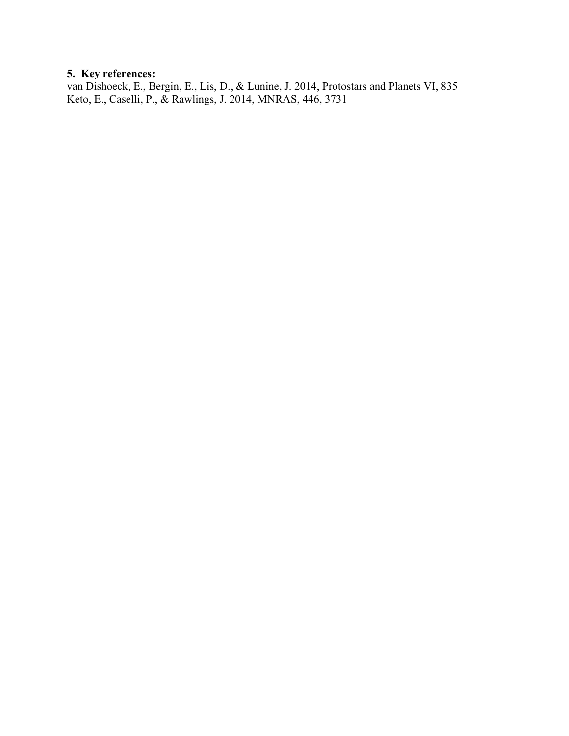**5. Key references:**

van Dishoeck, E., Bergin, E., Lis, D., & Lunine, J. 2014, Protostars and Planets VI, 835
Keto, E., Caselli, P., & Rawlings, J. 2014, MNRAS, 446, 3731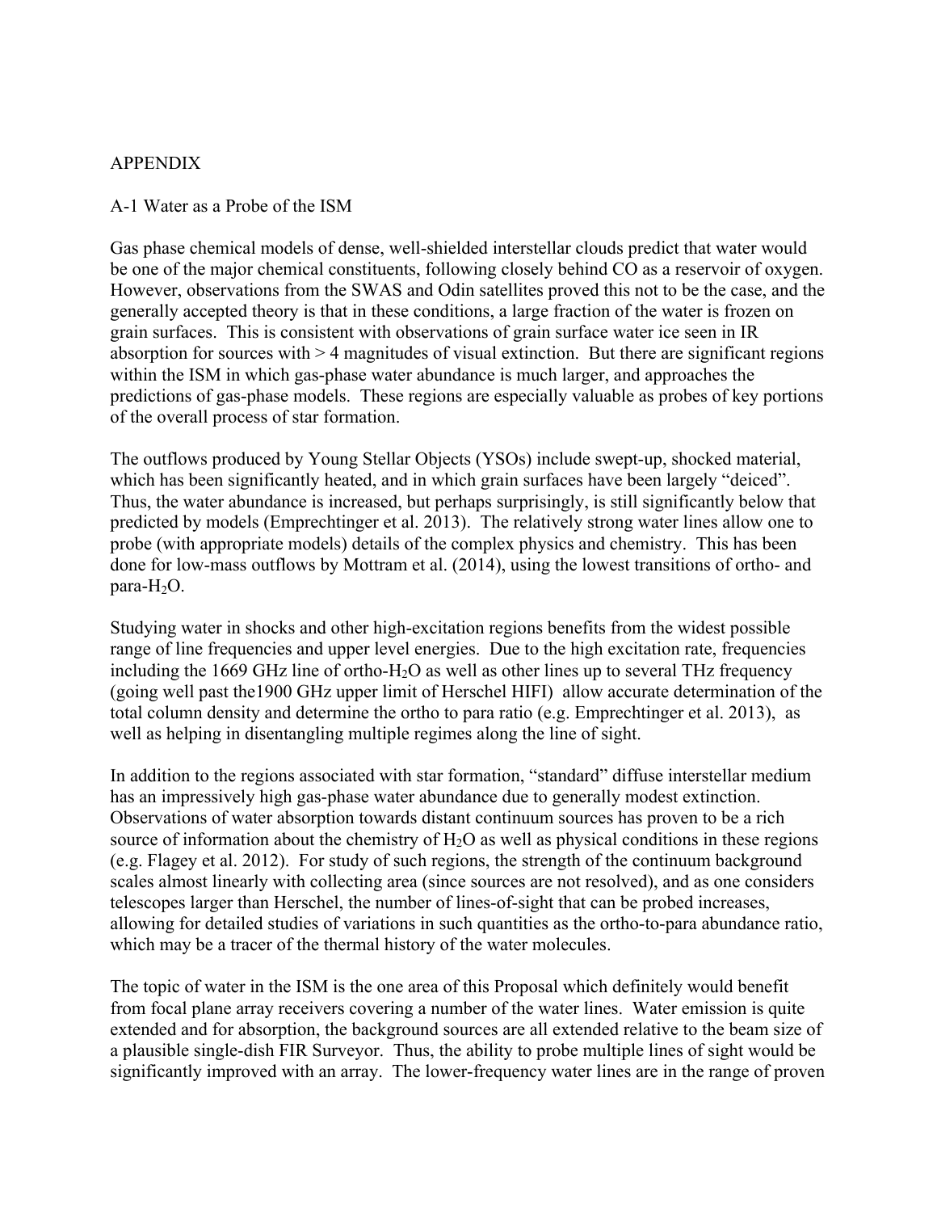# APPENDIX

## A-1 Water as a Probe of the ISM

Gas phase chemical models of dense, well-shielded interstellar clouds predict that water would be one of the major chemical constituents, following closely behind CO as a reservoir of oxygen. However, observations from the SWAS and Odin satellites proved this not to be the case, and the generally accepted theory is that in these conditions, a large fraction of the water is frozen on grain surfaces. This is consistent with observations of grain surface water ice seen in IR absorption for sources with > 4 magnitudes of visual extinction. But there are significant regions within the ISM in which gas-phase water abundance is much larger, and approaches the predictions of gas-phase models. These regions are especially valuable as probes of key portions of the overall process of star formation.

The outflows produced by Young Stellar Objects (YSOs) include swept-up, shocked material, which has been significantly heated, and in which grain surfaces have been largely "deiced". Thus, the water abundance is increased, but perhaps surprisingly, is still significantly below that predicted by models (Emprechtinger et al. 2013). The relatively strong water lines allow one to probe (with appropriate models) details of the complex physics and chemistry. This has been done for low-mass outflows by Mottram et al. (2014), using the lowest transitions of ortho- and para-$H_2O$.

Studying water in shocks and other high-excitation regions benefits from the widest possible range of line frequencies and upper level energies. Due to the high excitation rate, frequencies including the 1669 GHz line of ortho-$H_2O$ as well as other lines up to several THz frequency (going well past the1900 GHz upper limit of Herschel HIFI) allow accurate determination of the total column density and determine the ortho to para ratio (e.g. Emprechtinger et al. 2013), as well as helping in disentangling multiple regimes along the line of sight.

In addition to the regions associated with star formation, "standard" diffuse interstellar medium has an impressively high gas-phase water abundance due to generally modest extinction. Observations of water absorption towards distant continuum sources has proven to be a rich source of information about the chemistry of $H_2O$ as well as physical conditions in these regions (e.g. Flagey et al. 2012). For study of such regions, the strength of the continuum background scales almost linearly with collecting area (since sources are not resolved), and as one considers telescopes larger than Herschel, the number of lines-of-sight that can be probed increases, allowing for detailed studies of variations in such quantities as the ortho-to-para abundance ratio, which may be a tracer of the thermal history of the water molecules.

The topic of water in the ISM is the one area of this Proposal which definitely would benefit from focal plane array receivers covering a number of the water lines. Water emission is quite extended and for absorption, the background sources are all extended relative to the beam size of a plausible single-dish FIR Surveyor. Thus, the ability to probe multiple lines of sight would be significantly improved with an array. The lower-frequency water lines are in the range of proven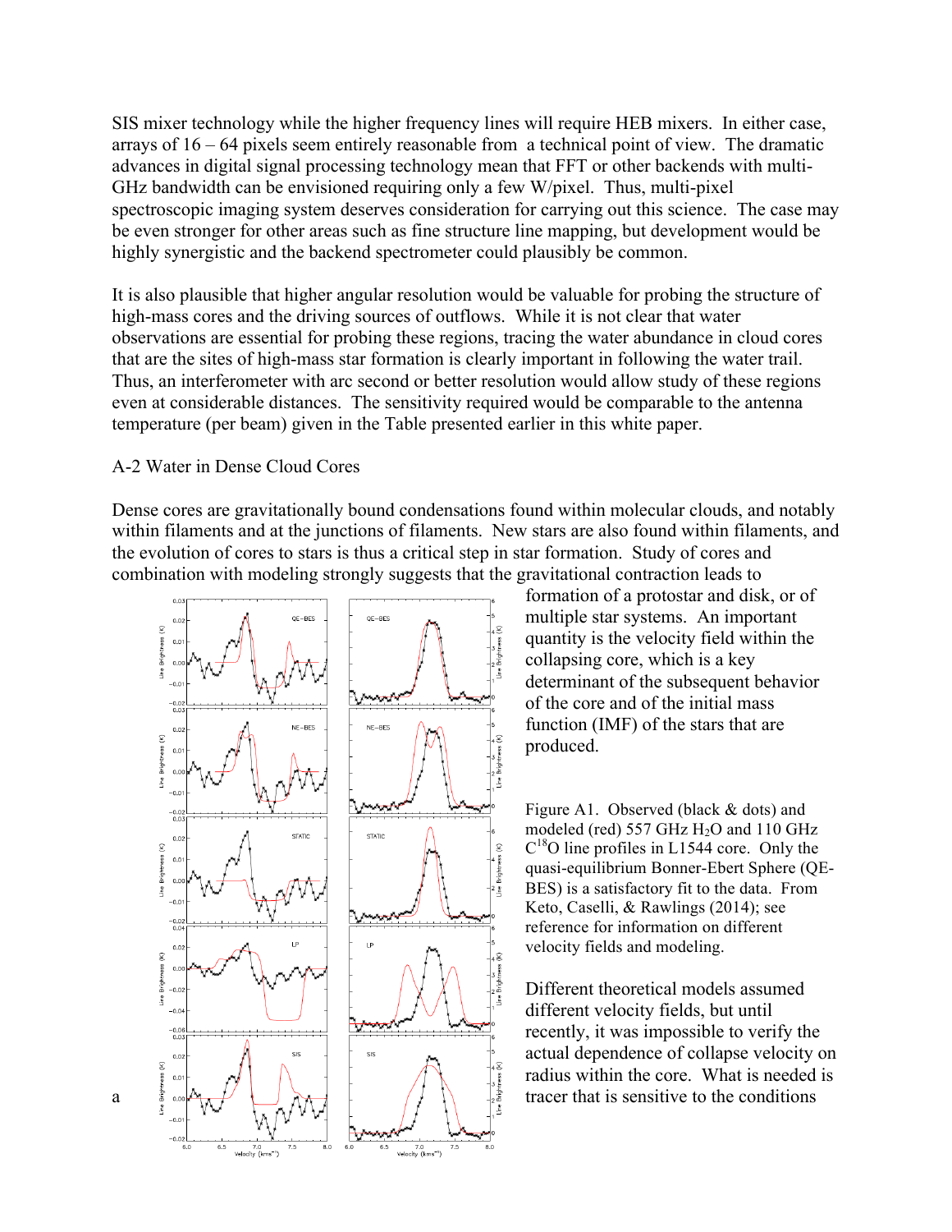SIS mixer technology while the higher frequency lines will require HEB mixers. In either case, arrays of 16 – 64 pixels seem entirely reasonable from a technical point of view. The dramatic advances in digital signal processing technology mean that FFT or other backends with multi-GHz bandwidth can be envisioned requiring only a few W/pixel. Thus, multi-pixel spectroscopic imaging system deserves consideration for carrying out this science. The case may be even stronger for other areas such as fine structure line mapping, but development would be highly synergistic and the backend spectrometer could plausibly be common.

It is also plausible that higher angular resolution would be valuable for probing the structure of high-mass cores and the driving sources of outflows. While it is not clear that water observations are essential for probing these regions, tracing the water abundance in cloud cores that are the sites of high-mass star formation is clearly important in following the water trail. Thus, an interferometer with arc second or better resolution would allow study of these regions even at considerable distances. The sensitivity required would be comparable to the antenna temperature (per beam) given in the Table presented earlier in this white paper.

A-2 Water in Dense Cloud Cores

Dense cores are gravitationally bound condensations found within molecular clouds, and notably within filaments and at the junctions of filaments. New stars are also found within filaments, and the evolution of cores to stars is thus a critical step in star formation. Study of cores and combination with modeling strongly suggests that the gravitational contraction leads to formation of a protostar and disk, or of multiple star systems. An important quantity is the velocity field within the collapsing core, which is a key determinant of the subsequent behavior of the core and of the initial mass function (IMF) of the stars that are produced.

Figure A1. Observed (black & dots) and modeled (red) 557 GHz $H_2O$ and 110 GHz $C^{18}O$ line profiles in L1544 core. Only the quasi-equilibrium Bonner-Ebert Sphere (QE-BES) is a satisfactory fit to the data. From Keto, Caselli, & Rawlings (2014); see reference for information on different velocity fields and modeling.

Different theoretical models assumed different velocity fields, but until recently, it was impossible to verify the actual dependence of collapse velocity on radius within the core. What is needed is a tracer that is sensitive to the conditions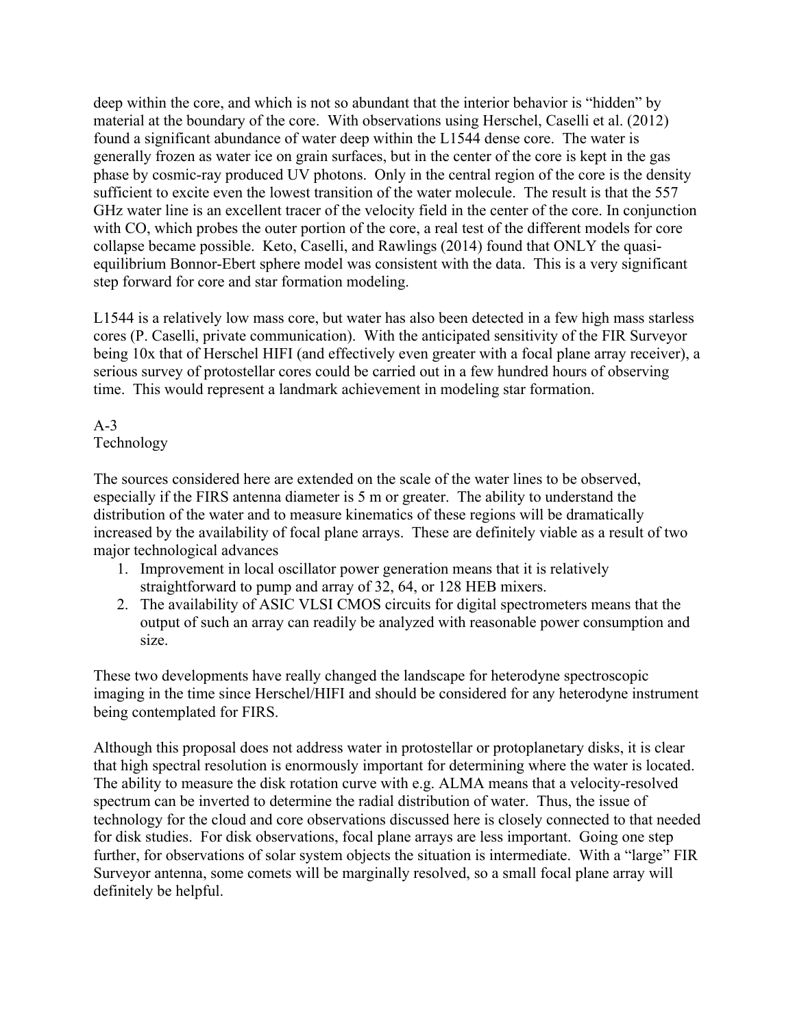deep within the core, and which is not so abundant that the interior behavior is "hidden" by material at the boundary of the core. With observations using Herschel, Caselli et al. (2012) found a significant abundance of water deep within the L1544 dense core. The water is generally frozen as water ice on grain surfaces, but in the center of the core is kept in the gas phase by cosmic-ray produced UV photons. Only in the central region of the core is the density sufficient to excite even the lowest transition of the water molecule. The result is that the 557 GHz water line is an excellent tracer of the velocity field in the center of the core. In conjunction with CO, which probes the outer portion of the core, a real test of the different models for core collapse became possible. Keto, Caselli, and Rawlings (2014) found that ONLY the quasi-equilibrium Bonnor-Ebert sphere model was consistent with the data. This is a very significant step forward for core and star formation modeling.

L1544 is a relatively low mass core, but water has also been detected in a few high mass starless cores (P. Caselli, private communication). With the anticipated sensitivity of the FIR Surveyor being 10x that of Herschel HIFI (and effectively even greater with a focal plane array receiver), a serious survey of protostellar cores could be carried out in a few hundred hours of observing time. This would represent a landmark achievement in modeling star formation.

## A-3
## Technology

The sources considered here are extended on the scale of the water lines to be observed, especially if the FIRS antenna diameter is 5 m or greater. The ability to understand the distribution of the water and to measure kinematics of these regions will be dramatically increased by the availability of focal plane arrays. These are definitely viable as a result of two major technological advances

1. Improvement in local oscillator power generation means that it is relatively straightforward to pump and array of 32, 64, or 128 HEB mixers.
2. The availability of ASIC VLSI CMOS circuits for digital spectrometers means that the output of such an array can readily be analyzed with reasonable power consumption and size.

These two developments have really changed the landscape for heterodyne spectroscopic imaging in the time since Herschel/HIFI and should be considered for any heterodyne instrument being contemplated for FIRS.

Although this proposal does not address water in protostellar or protoplanetary disks, it is clear that high spectral resolution is enormously important for determining where the water is located. The ability to measure the disk rotation curve with e.g. ALMA means that a velocity-resolved spectrum can be inverted to determine the radial distribution of water. Thus, the issue of technology for the cloud and core observations discussed here is closely connected to that needed for disk studies. For disk observations, focal plane arrays are less important. Going one step further, for observations of solar system objects the situation is intermediate. With a "large" FIR Surveyor antenna, some comets will be marginally resolved, so a small focal plane array will definitely be helpful.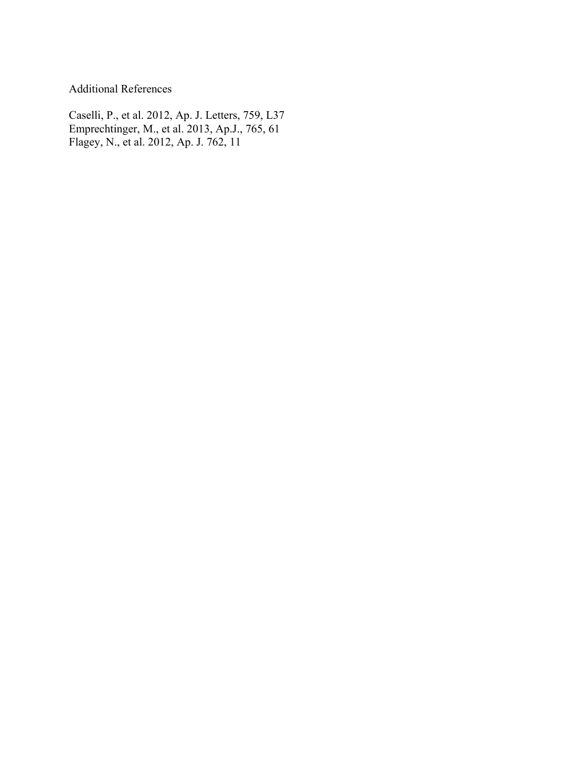Additional References

Caselli, P., et al. 2012, Ap. J. Letters, 759, L37
Emprechtinger, M., et al. 2013, Ap.J., 765, 61
Flagey, N., et al. 2012, Ap. J. 762, 11